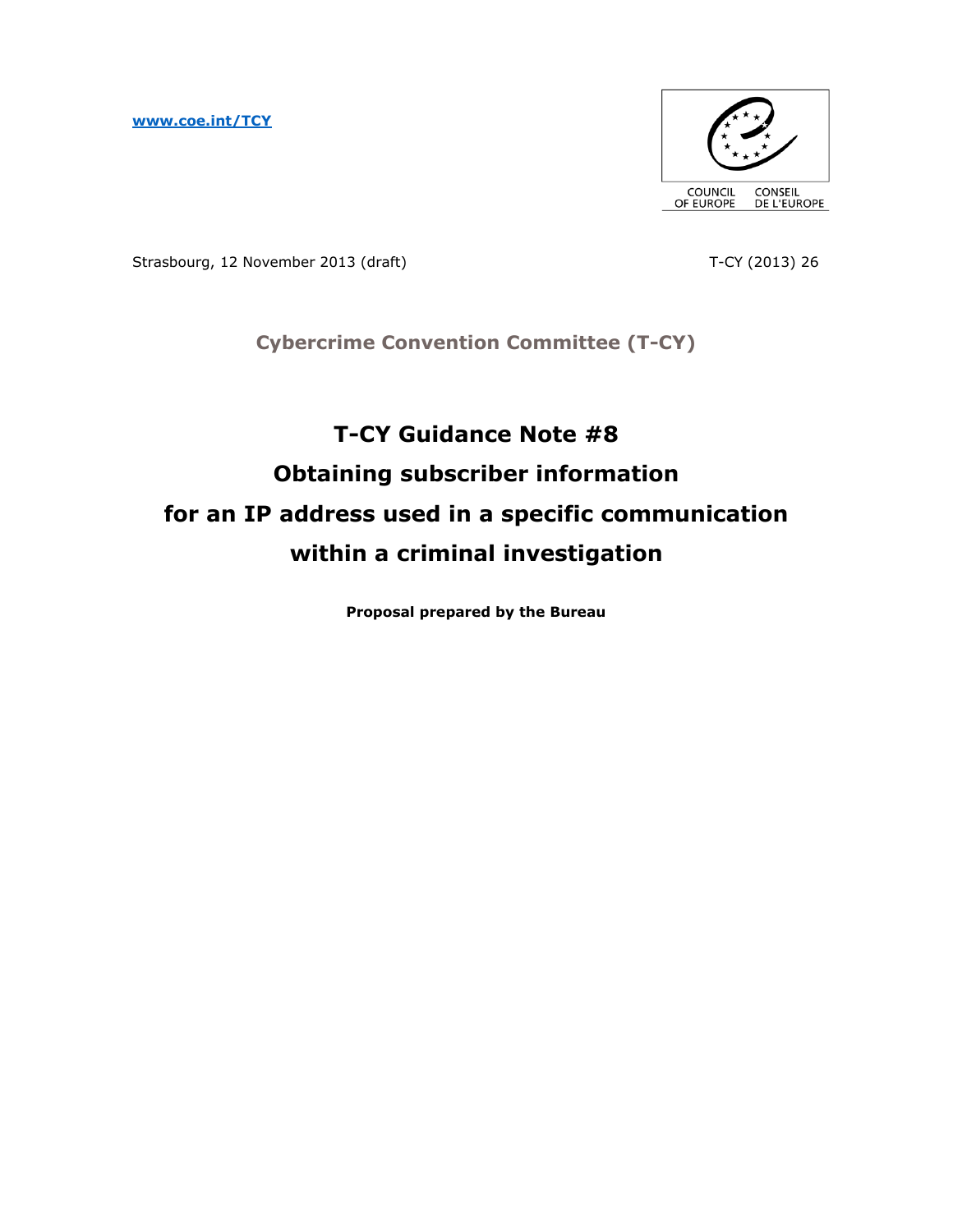[www.coe.int/TCY](http://www.coe.int/TCY)

COUNCIL OF EUROPE　CONSEIL DE L'EUROPE

Strasbourg, 12 November 2013 (draft)

T-CY (2013) 26

## Cybercrime Convention Committee (T-CY)

# T-CY Guidance Note #8
# Obtaining subscriber information for an IP address used in a specific communication within a criminal investigation

**Proposal prepared by the Bureau**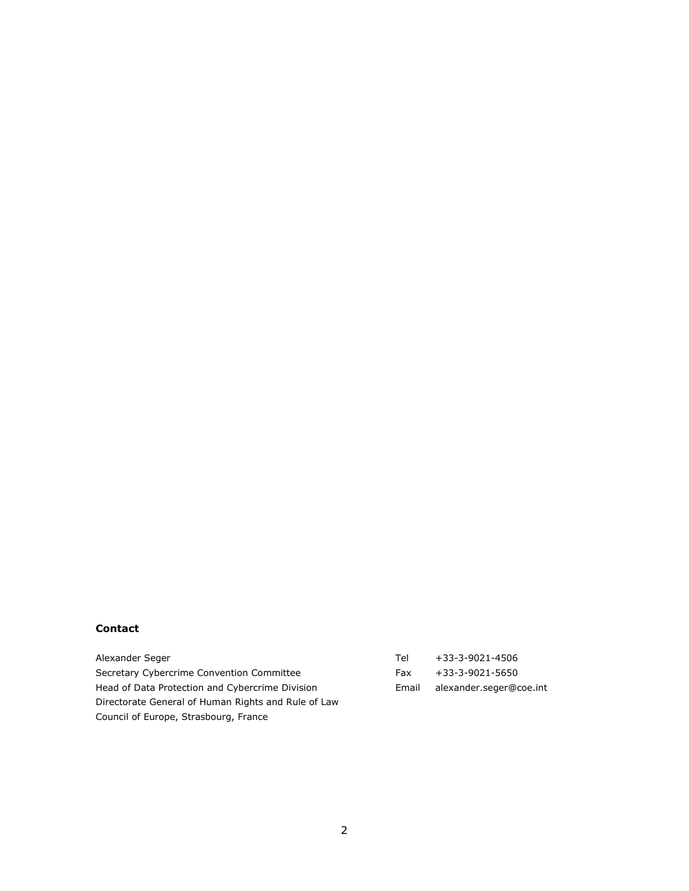**Contact**

| | | |
|---|---|---|
| Alexander Seger | Tel | +33-3-9021-4506 |
| Secretary Cybercrime Convention Committee | Fax | +33-3-9021-5650 |
| Head of Data Protection and Cybercrime Division | Email | alexander.seger@coe.int |
| Directorate General of Human Rights and Rule of Law | | |
| Council of Europe, Strasbourg, France | | |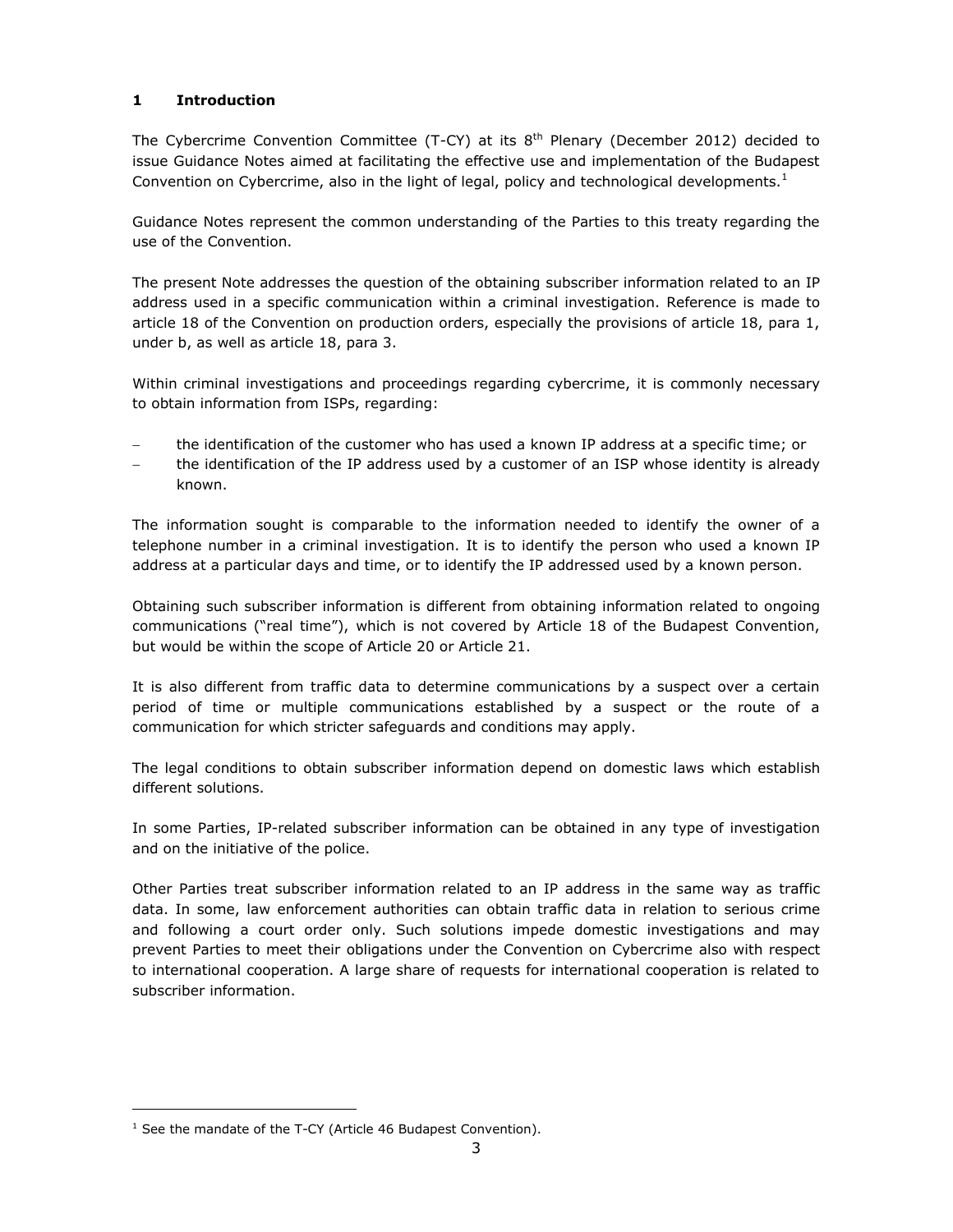# 1 Introduction

The Cybercrime Convention Committee (T-CY) at its 8th Plenary (December 2012) decided to issue Guidance Notes aimed at facilitating the effective use and implementation of the Budapest Convention on Cybercrime, also in the light of legal, policy and technological developments.[1]

Guidance Notes represent the common understanding of the Parties to this treaty regarding the use of the Convention.

The present Note addresses the question of the obtaining subscriber information related to an IP address used in a specific communication within a criminal investigation. Reference is made to article 18 of the Convention on production orders, especially the provisions of article 18, para 1, under b, as well as article 18, para 3.

Within criminal investigations and proceedings regarding cybercrime, it is commonly necessary to obtain information from ISPs, regarding:

- the identification of the customer who has used a known IP address at a specific time; or
- the identification of the IP address used by a customer of an ISP whose identity is already known.

The information sought is comparable to the information needed to identify the owner of a telephone number in a criminal investigation. It is to identify the person who used a known IP address at a particular days and time, or to identify the IP addressed used by a known person.

Obtaining such subscriber information is different from obtaining information related to ongoing communications ("real time"), which is not covered by Article 18 of the Budapest Convention, but would be within the scope of Article 20 or Article 21.

It is also different from traffic data to determine communications by a suspect over a certain period of time or multiple communications established by a suspect or the route of a communication for which stricter safeguards and conditions may apply.

The legal conditions to obtain subscriber information depend on domestic laws which establish different solutions.

In some Parties, IP-related subscriber information can be obtained in any type of investigation and on the initiative of the police.

Other Parties treat subscriber information related to an IP address in the same way as traffic data. In some, law enforcement authorities can obtain traffic data in relation to serious crime and following a court order only. Such solutions impede domestic investigations and may prevent Parties to meet their obligations under the Convention on Cybercrime also with respect to international cooperation. A large share of requests for international cooperation is related to subscriber information.

[1] See the mandate of the T-CY (Article 46 Budapest Convention).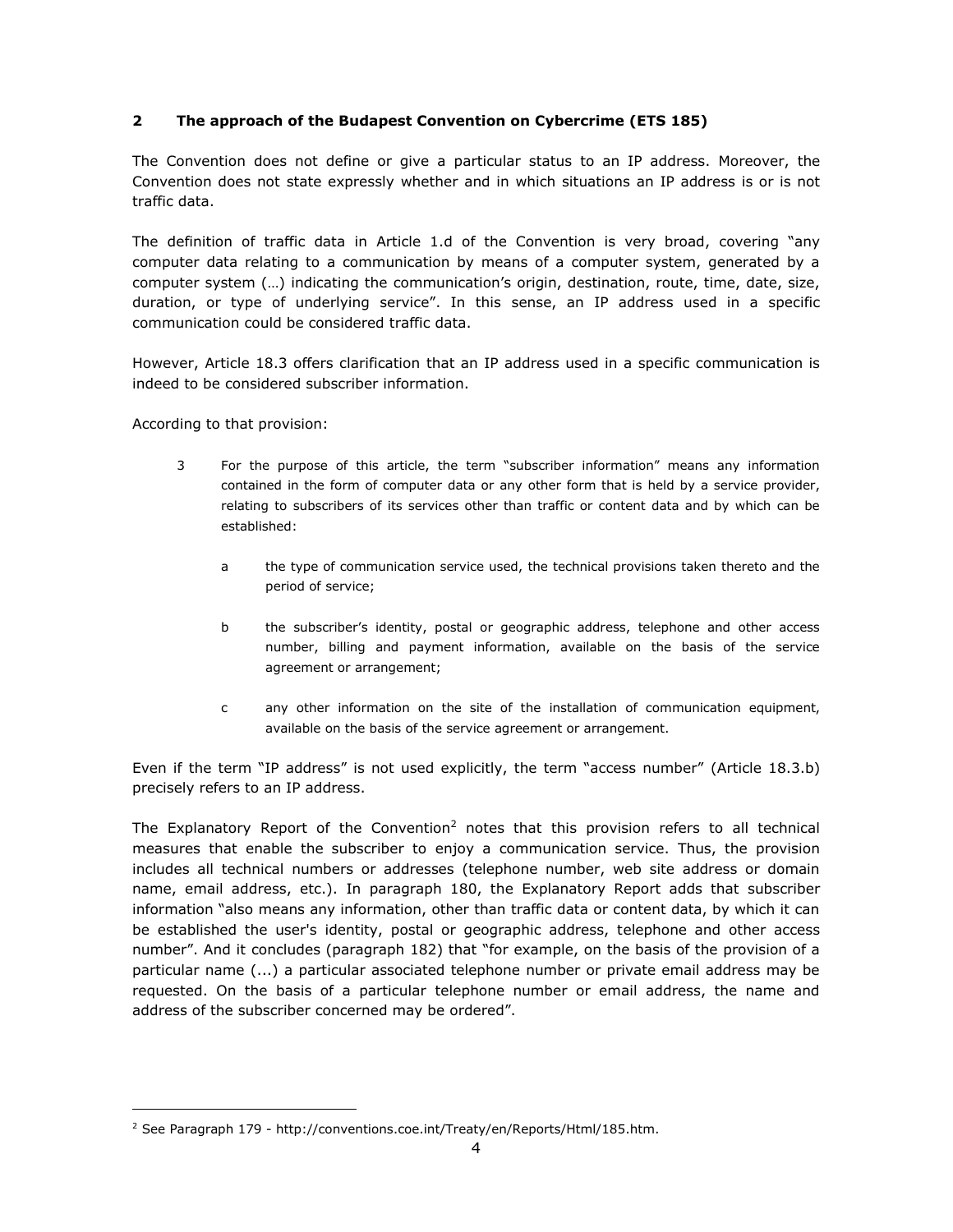## 2 The approach of the Budapest Convention on Cybercrime (ETS 185)

The Convention does not define or give a particular status to an IP address. Moreover, the Convention does not state expressly whether and in which situations an IP address is or is not traffic data.

The definition of traffic data in Article 1.d of the Convention is very broad, covering "any computer data relating to a communication by means of a computer system, generated by a computer system (…) indicating the communication's origin, destination, route, time, date, size, duration, or type of underlying service". In this sense, an IP address used in a specific communication could be considered traffic data.

However, Article 18.3 offers clarification that an IP address used in a specific communication is indeed to be considered subscriber information.

According to that provision:

> 3 For the purpose of this article, the term "subscriber information" means any information contained in the form of computer data or any other form that is held by a service provider, relating to subscribers of its services other than traffic or content data and by which can be established:
>
> a the type of communication service used, the technical provisions taken thereto and the period of service;
>
> b the subscriber's identity, postal or geographic address, telephone and other access number, billing and payment information, available on the basis of the service agreement or arrangement;
>
> c any other information on the site of the installation of communication equipment, available on the basis of the service agreement or arrangement.

Even if the term "IP address" is not used explicitly, the term "access number" (Article 18.3.b) precisely refers to an IP address.

The Explanatory Report of the Convention[2] notes that this provision refers to all technical measures that enable the subscriber to enjoy a communication service. Thus, the provision includes all technical numbers or addresses (telephone number, web site address or domain name, email address, etc.). In paragraph 180, the Explanatory Report adds that subscriber information "also means any information, other than traffic data or content data, by which it can be established the user's identity, postal or geographic address, telephone and other access number". And it concludes (paragraph 182) that "for example, on the basis of the provision of a particular name (...) a particular associated telephone number or private email address may be requested. On the basis of a particular telephone number or email address, the name and address of the subscriber concerned may be ordered".

[2] See Paragraph 179 - http://conventions.coe.int/Treaty/en/Reports/Html/185.htm.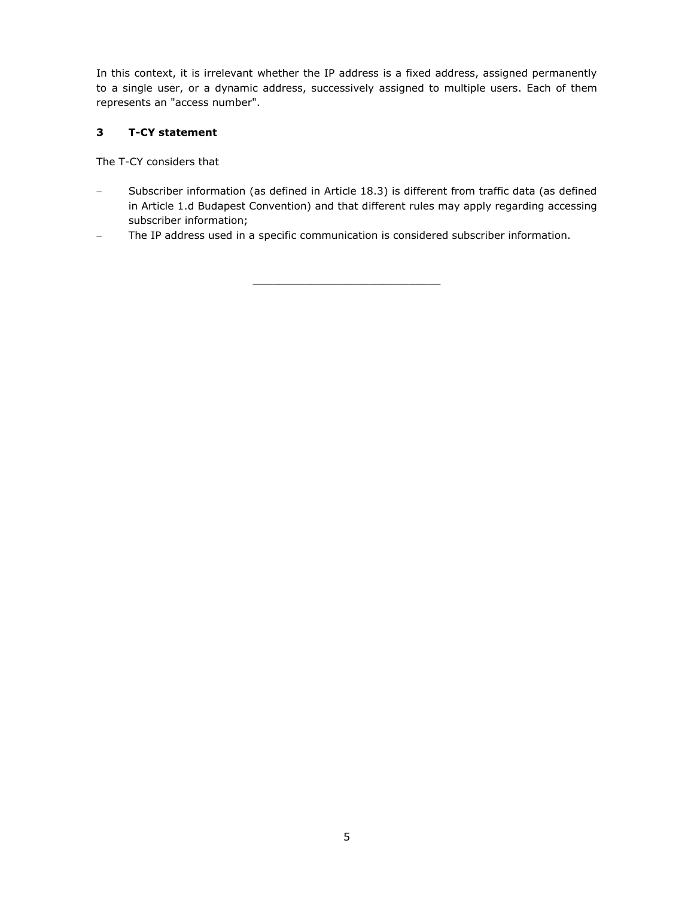In this context, it is irrelevant whether the IP address is a fixed address, assigned permanently to a single user, or a dynamic address, successively assigned to multiple users. Each of them represents an "access number".

## 3 T-CY statement

The T-CY considers that

- Subscriber information (as defined in Article 18.3) is different from traffic data (as defined in Article 1.d Budapest Convention) and that different rules may apply regarding accessing subscriber information;
- The IP address used in a specific communication is considered subscriber information.

---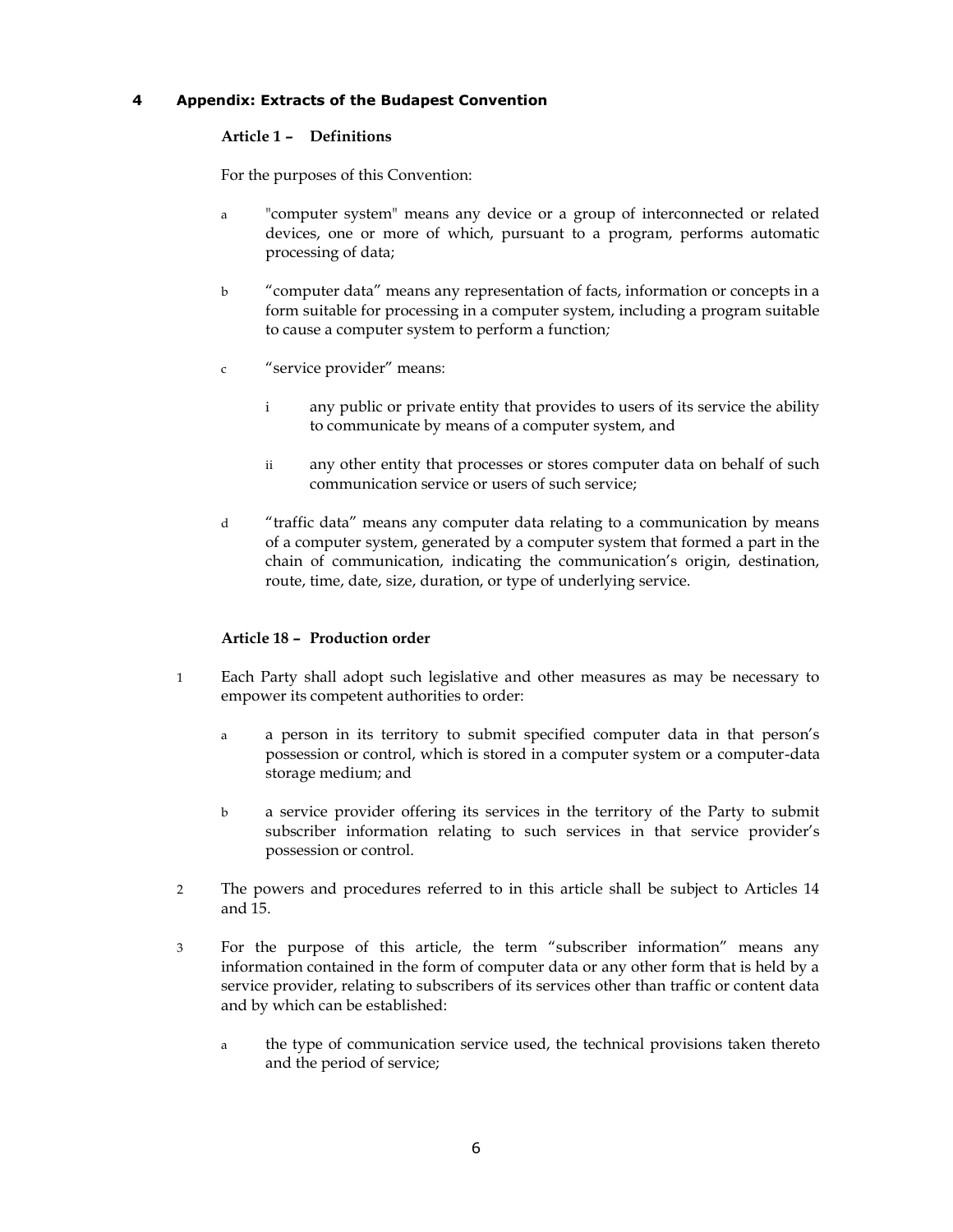# 4 Appendix: Extracts of the Budapest Convention

### Article 1 – Definitions

For the purposes of this Convention:

a "computer system" means any device or a group of interconnected or related devices, one or more of which, pursuant to a program, performs automatic processing of data;

b "computer data" means any representation of facts, information or concepts in a form suitable for processing in a computer system, including a program suitable to cause a computer system to perform a function;

c "service provider" means:

  i any public or private entity that provides to users of its service the ability to communicate by means of a computer system, and

  ii any other entity that processes or stores computer data on behalf of such communication service or users of such service;

d "traffic data" means any computer data relating to a communication by means of a computer system, generated by a computer system that formed a part in the chain of communication, indicating the communication's origin, destination, route, time, date, size, duration, or type of underlying service.

### Article 18 – Production order

1 Each Party shall adopt such legislative and other measures as may be necessary to empower its competent authorities to order:

  a a person in its territory to submit specified computer data in that person's possession or control, which is stored in a computer system or a computer-data storage medium; and

  b a service provider offering its services in the territory of the Party to submit subscriber information relating to such services in that service provider's possession or control.

2 The powers and procedures referred to in this article shall be subject to Articles 14 and 15.

3 For the purpose of this article, the term "subscriber information" means any information contained in the form of computer data or any other form that is held by a service provider, relating to subscribers of its services other than traffic or content data and by which can be established:

  a the type of communication service used, the technical provisions taken thereto and the period of service;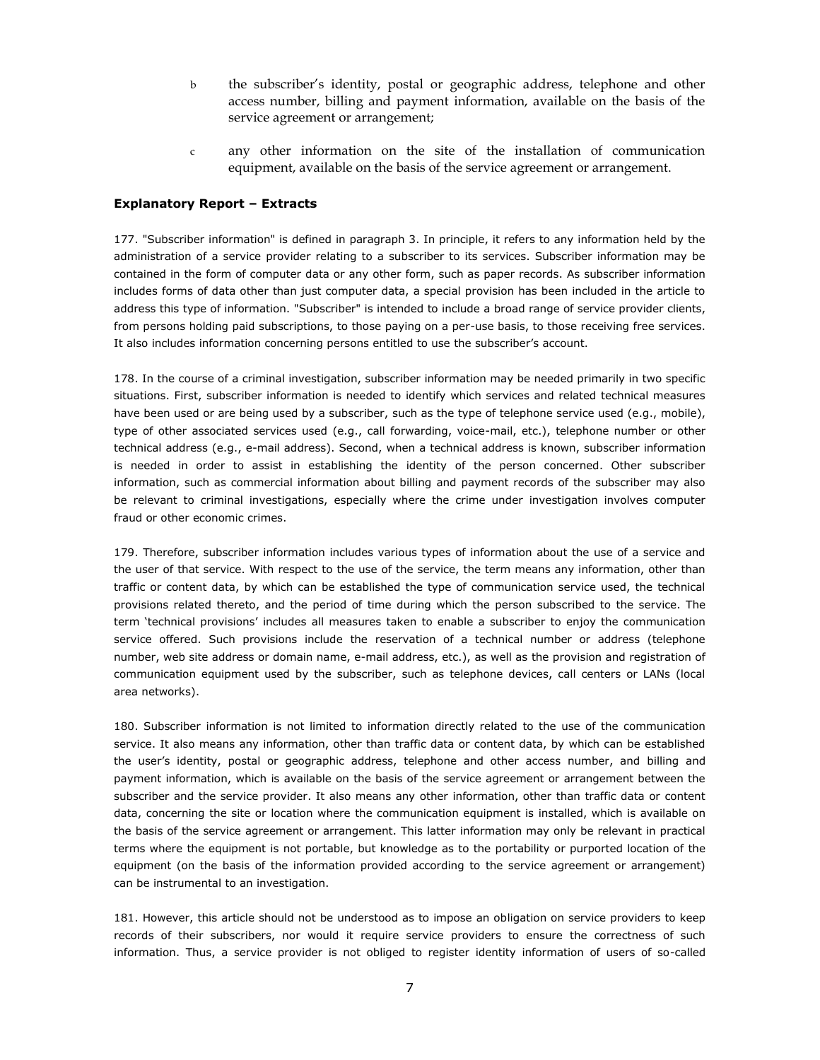b the subscriber's identity, postal or geographic address, telephone and other access number, billing and payment information, available on the basis of the service agreement or arrangement;

c any other information on the site of the installation of communication equipment, available on the basis of the service agreement or arrangement.

**Explanatory Report – Extracts**

177. "Subscriber information" is defined in paragraph 3. In principle, it refers to any information held by the administration of a service provider relating to a subscriber to its services. Subscriber information may be contained in the form of computer data or any other form, such as paper records. As subscriber information includes forms of data other than just computer data, a special provision has been included in the article to address this type of information. "Subscriber" is intended to include a broad range of service provider clients, from persons holding paid subscriptions, to those paying on a per-use basis, to those receiving free services. It also includes information concerning persons entitled to use the subscriber's account.

178. In the course of a criminal investigation, subscriber information may be needed primarily in two specific situations. First, subscriber information is needed to identify which services and related technical measures have been used or are being used by a subscriber, such as the type of telephone service used (e.g., mobile), type of other associated services used (e.g., call forwarding, voice-mail, etc.), telephone number or other technical address (e.g., e-mail address). Second, when a technical address is known, subscriber information is needed in order to assist in establishing the identity of the person concerned. Other subscriber information, such as commercial information about billing and payment records of the subscriber may also be relevant to criminal investigations, especially where the crime under investigation involves computer fraud or other economic crimes.

179. Therefore, subscriber information includes various types of information about the use of a service and the user of that service. With respect to the use of the service, the term means any information, other than traffic or content data, by which can be established the type of communication service used, the technical provisions related thereto, and the period of time during which the person subscribed to the service. The term 'technical provisions' includes all measures taken to enable a subscriber to enjoy the communication service offered. Such provisions include the reservation of a technical number or address (telephone number, web site address or domain name, e-mail address, etc.), as well as the provision and registration of communication equipment used by the subscriber, such as telephone devices, call centers or LANs (local area networks).

180. Subscriber information is not limited to information directly related to the use of the communication service. It also means any information, other than traffic data or content data, by which can be established the user's identity, postal or geographic address, telephone and other access number, and billing and payment information, which is available on the basis of the service agreement or arrangement between the subscriber and the service provider. It also means any other information, other than traffic data or content data, concerning the site or location where the communication equipment is installed, which is available on the basis of the service agreement or arrangement. This latter information may only be relevant in practical terms where the equipment is not portable, but knowledge as to the portability or purported location of the equipment (on the basis of the information provided according to the service agreement or arrangement) can be instrumental to an investigation.

181. However, this article should not be understood as to impose an obligation on service providers to keep records of their subscribers, nor would it require service providers to ensure the correctness of such information. Thus, a service provider is not obliged to register identity information of users of so-called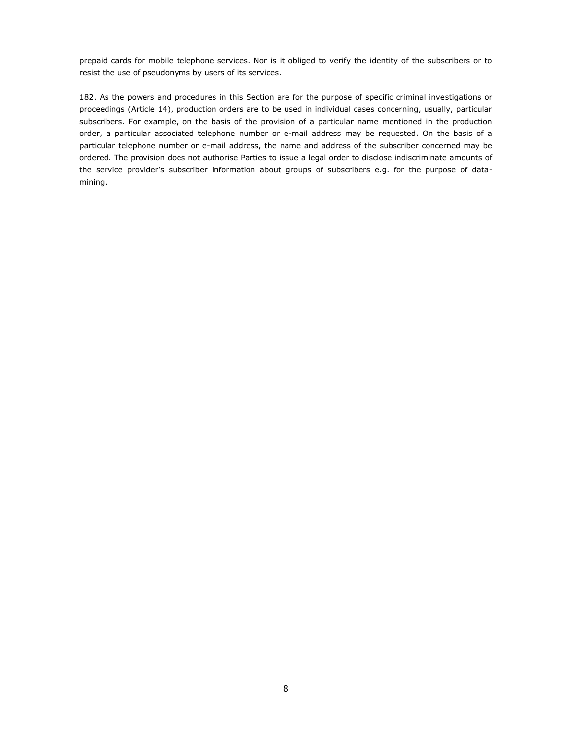prepaid cards for mobile telephone services. Nor is it obliged to verify the identity of the subscribers or to resist the use of pseudonyms by users of its services.

182. As the powers and procedures in this Section are for the purpose of specific criminal investigations or proceedings (Article 14), production orders are to be used in individual cases concerning, usually, particular subscribers. For example, on the basis of the provision of a particular name mentioned in the production order, a particular associated telephone number or e-mail address may be requested. On the basis of a particular telephone number or e-mail address, the name and address of the subscriber concerned may be ordered. The provision does not authorise Parties to issue a legal order to disclose indiscriminate amounts of the service provider's subscriber information about groups of subscribers e.g. for the purpose of data-mining.